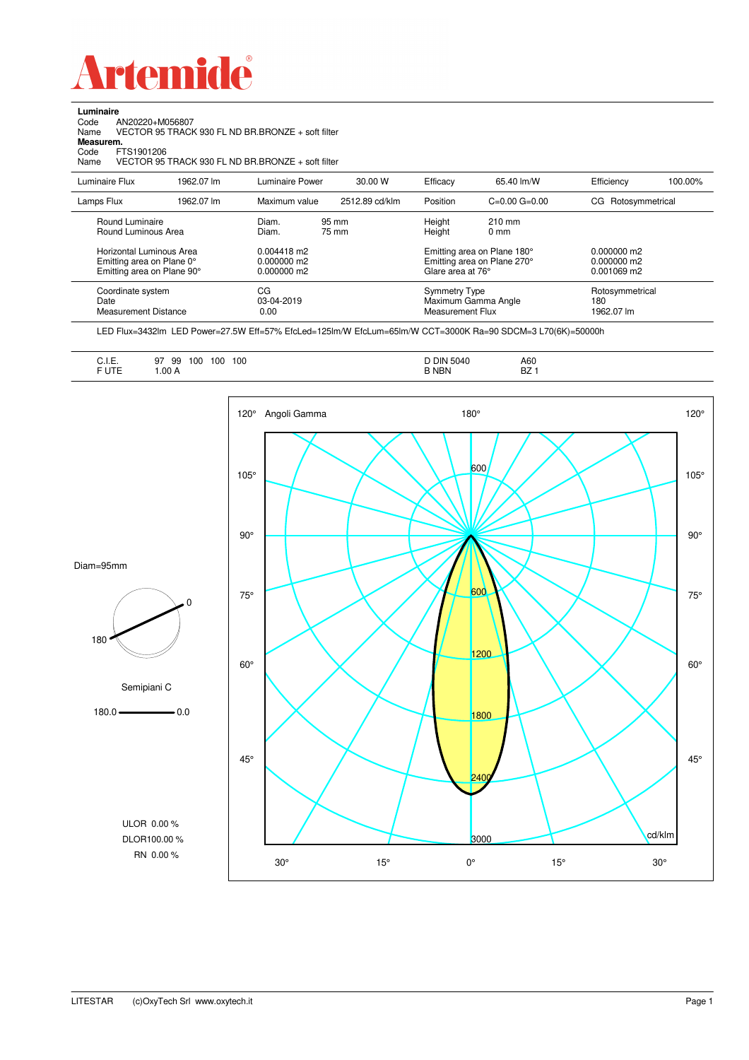# Artemide

**Luminaire**

Code AN20220+M056807
Name VECTOR 95 TRACK 930 FL ND BR.BRONZE + soft filter

**Measurem.**

Code FTS1901206
Name VECTOR 95 TRACK 930 FL ND BR.BRONZE + soft filter

| Luminaire Flux | 1962.07 lm | Luminaire Power | 30.00 W | Efficacy | 65.40 lm/W | Efficiency | 100.00% |
|---|---|---|---|---|---|---|---|
| Lamps Flux | 1962.07 lm | Maximum value | 2512.89 cd/klm | Position | C=0.00 G=0.00 | CG Rotosymmetrical | |

| | | | | |
|---|---|---|---|---|
| Round Luminaire | Diam. 95 mm | Height 210 mm | | |
| Round Luminous Area | Diam. 75 mm | Height 0 mm | | |
| Horizontal Luminous Area | 0.004418 m2 | Emitting area on Plane 180° | 0.000000 m2 | |
| Emitting area on Plane 0° | 0.000000 m2 | Emitting area on Plane 270° | 0.000000 m2 | |
| Emitting area on Plane 90° | 0.000000 m2 | Glare area at 76° | 0.001069 m2 | |

| | | | |
|---|---|---|---|
| Coordinate system | CG | Symmetry Type | Rotosymmetrical |
| Date | 03-04-2019 | Maximum Gamma Angle | 180 |
| Measurement Distance | 0.00 | Measurement Flux | 1962.07 lm |

LED Flux=3432lm LED Power=27.5W Eff=57% EfcLed=125lm/W EfcLum=65lm/W CCT=3000K Ra=90 SDCM=3 L70(6K)=50000h

| | | | |
|---|---|---|---|
| C.I.E. | 97 99 100 100 100 | D DIN 5040 | A60 |
| F UTE | 1.00 A | B NBN | BZ 1 |

Diam=95mm

Semipiani C

180.0 — 0.0

ULOR 0.00 %
DLOR100.00 %
RN 0.00 %

Angoli Gamma — cd/klm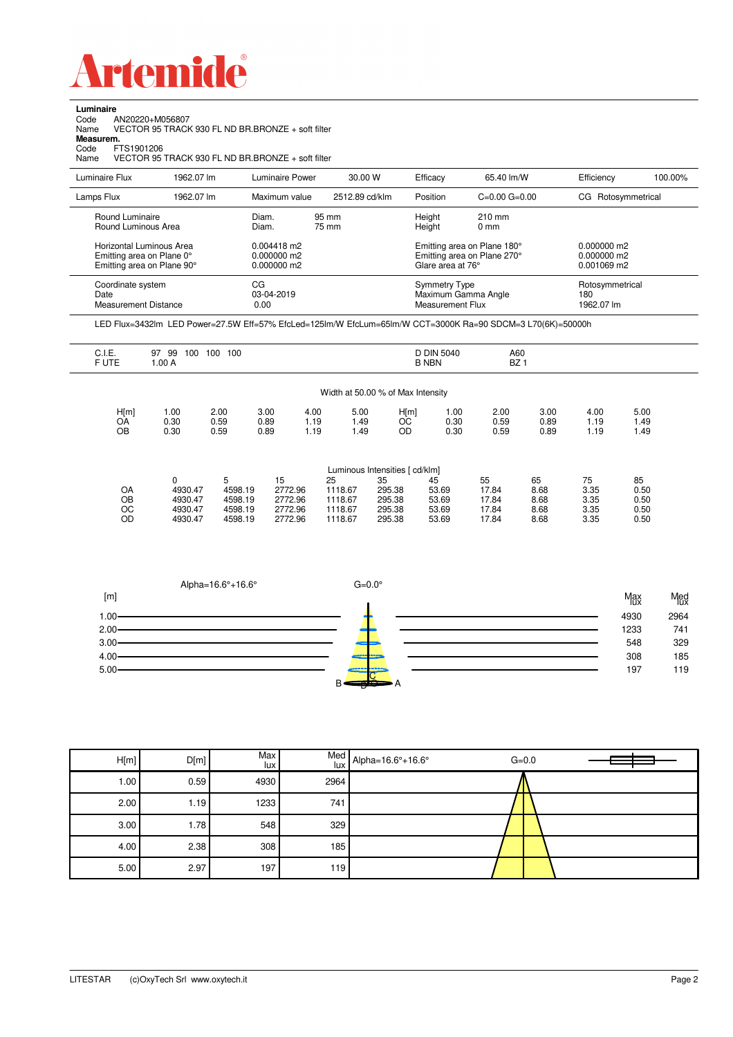# Artemide

**Luminaire**
Code AN20220+M056807
Name VECTOR 95 TRACK 930 FL ND BR.BRONZE + soft filter
**Measurem.**
Code FTS1901206
Name VECTOR 95 TRACK 930 FL ND BR.BRONZE + soft filter

| | | | | | | | |
|---|---|---|---|---|---|---|---|
| Luminaire Flux | 1962.07 lm | Luminaire Power | 30.00 W | Efficacy | 65.40 lm/W | Efficiency | 100.00% |
| Lamps Flux | 1962.07 lm | Maximum value | 2512.89 cd/klm | Position | C=0.00 G=0.00 | CG | Rotosymmetrical |

| | | | | | | |
|---|---|---|---|---|---|---|
| Round Luminaire | Diam. | 95 mm | Height | 210 mm | | |
| Round Luminous Area | Diam. | 75 mm | Height | 0 mm | | |
| Horizontal Luminous Area | 0.004418 m2 | | Emitting area on Plane 180° | | 0.000000 m2 | |
| Emitting area on Plane 0° | 0.000000 m2 | | Emitting area on Plane 270° | | 0.000000 m2 | |
| Emitting area on Plane 90° | 0.000000 m2 | | Glare area at 76° | | 0.001069 m2 | |
| Coordinate system | CG | | Symmetry Type | | Rotosymmetrical | |
| Date | 03-04-2019 | | Maximum Gamma Angle | | 180 | |
| Measurement Distance | 0.00 | | Measurement Flux | | 1962.07 lm | |

LED Flux=3432lm LED Power=27.5W Eff=57% EfcLed=125lm/W EfcLum=65lm/W CCT=3000K Ra=90 SDCM=3 L70(6K)=50000h

| | | | |
|---|---|---|---|
| C.I.E. | 97 99 100 100 100 | D DIN 5040 | A60 |
| F UTE | 1.00 A | B NBN | BZ 1 |

Width at 50.00 % of Max Intensity

| H[m] | 1.00 | 2.00 | 3.00 | 4.00 | 5.00 | H[m] | 1.00 | 2.00 | 3.00 | 4.00 | 5.00 |
|---|---|---|---|---|---|---|---|---|---|---|---|
| OA | 0.30 | 0.59 | 0.89 | 1.19 | 1.49 | OC | 0.30 | 0.59 | 0.89 | 1.19 | 1.49 |
| OB | 0.30 | 0.59 | 0.89 | 1.19 | 1.49 | OD | 0.30 | 0.59 | 0.89 | 1.19 | 1.49 |

Luminous Intensities [ cd/klm]

| | 0 | 5 | 15 | 25 | 35 | 45 | 55 | 65 | 75 | 85 |
|---|---|---|---|---|---|---|---|---|---|---|
| OA | 4930.47 | 4598.19 | 2772.96 | 1118.67 | 295.38 | 53.69 | 17.84 | 8.68 | 3.35 | 0.50 |
| OB | 4930.47 | 4598.19 | 2772.96 | 1118.67 | 295.38 | 53.69 | 17.84 | 8.68 | 3.35 | 0.50 |
| OC | 4930.47 | 4598.19 | 2772.96 | 1118.67 | 295.38 | 53.69 | 17.84 | 8.68 | 3.35 | 0.50 |
| OD | 4930.47 | 4598.19 | 2772.96 | 1118.67 | 295.38 | 53.69 | 17.84 | 8.68 | 3.35 | 0.50 |

Alpha=16.6°+16.6°
G=0.0°
[m]
Max lux
Med lux
1.00 4930 2964
2.00 1233 741
3.00 548 329
4.00 308 185
5.00 197 119
B C D A

| H[m] | D[m] | Max lux | Med lux | Alpha=16.6°+16.6° G=0.0 |
|---|---|---|---|---|
| 1.00 | 0.59 | 4930 | 2964 | |
| 2.00 | 1.19 | 1233 | 741 | |
| 3.00 | 1.78 | 548 | 329 | |
| 4.00 | 2.38 | 308 | 185 | |
| 5.00 | 2.97 | 197 | 119 | |

LITESTAR (c)OxyTech Srl www.oxytech.it